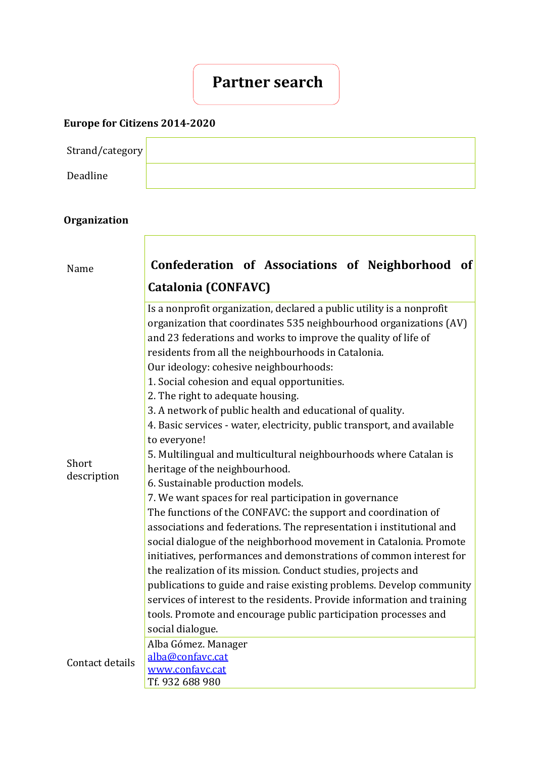# Partner search

**Europe for Citizens 2014-2020**

| Strand/category | |
|---|---|
| Deadline | |

**Organization**

| | |
|---|---|
| Name | **Confederation of Associations of Neighborhood of Catalonia (CONFAVC)** |
| Short description | Is a nonprofit organization, declared a public utility is a nonprofit organization that coordinates 535 neighbourhood organizations (AV) and 23 federations and works to improve the quality of life of residents from all the neighbourhoods in Catalonia.<br>Our ideology: cohesive neighbourhoods:<br>1. Social cohesion and equal opportunities.<br>2. The right to adequate housing.<br>3. A network of public health and educational of quality.<br>4. Basic services - water, electricity, public transport, and available to everyone!<br>5. Multilingual and multicultural neighbourhoods where Catalan is heritage of the neighbourhood.<br>6. Sustainable production models.<br>7. We want spaces for real participation in governance<br>The functions of the CONFAVC: the support and coordination of associations and federations. The representation i institutional and social dialogue of the neighborhood movement in Catalonia. Promote initiatives, performances and demonstrations of common interest for the realization of its mission. Conduct studies, projects and publications to guide and raise existing problems. Develop community services of interest to the residents. Provide information and training tools. Promote and encourage public participation processes and social dialogue. |
| Contact details | Alba Gómez. Manager<br>[alba@confavc.cat](mailto:alba@confavc.cat)<br>[www.confavc.cat](http://www.confavc.cat)<br>Tf. 932 688 980 |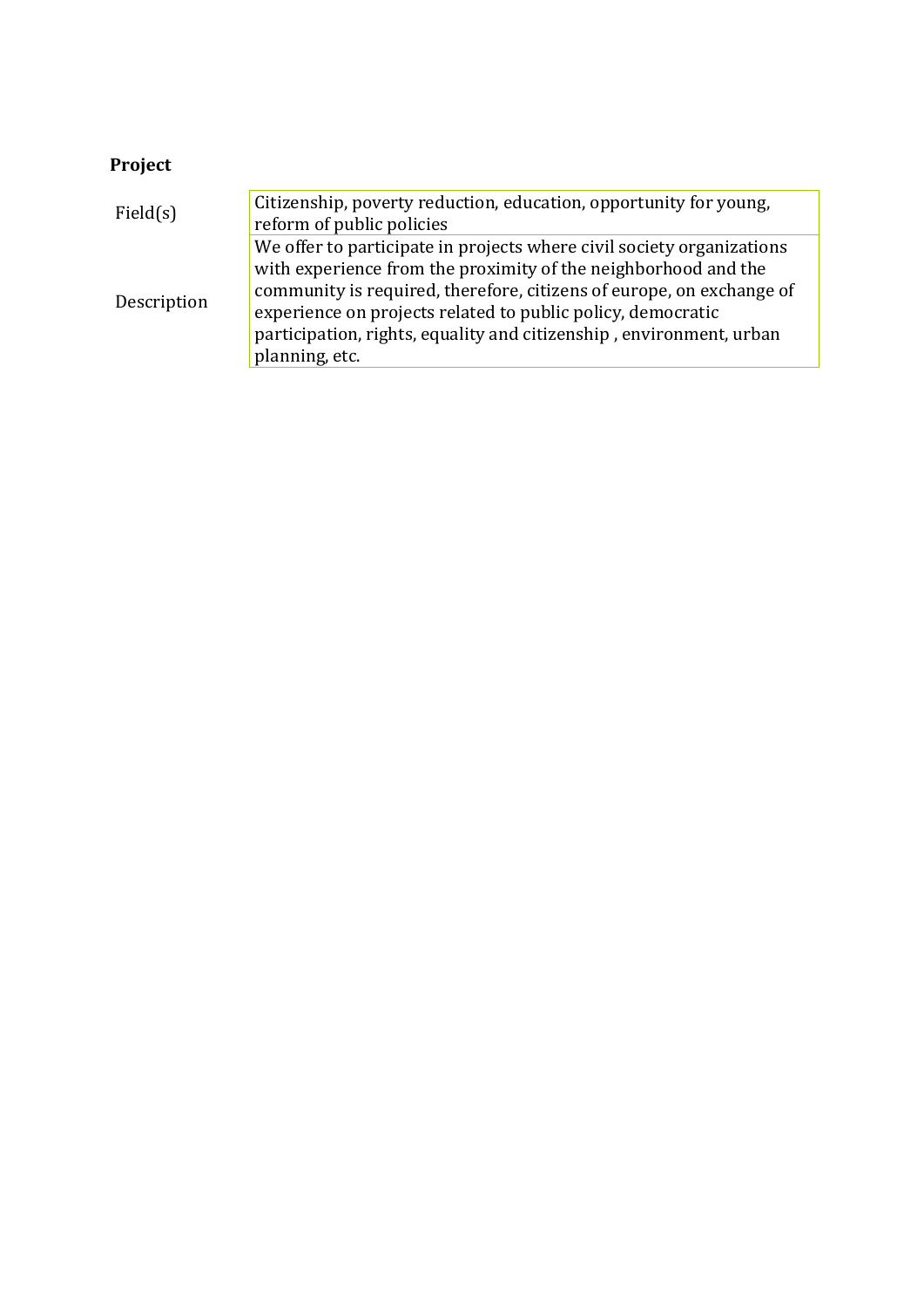**Project**

| | |
|---|---|
| Field(s) | Citizenship, poverty reduction, education, opportunity for young, reform of public policies |
| Description | We offer to participate in projects where civil society organizations with experience from the proximity of the neighborhood and the community is required, therefore, citizens of europe, on exchange of experience on projects related to public policy, democratic participation, rights, equality and citizenship , environment, urban planning, etc. |